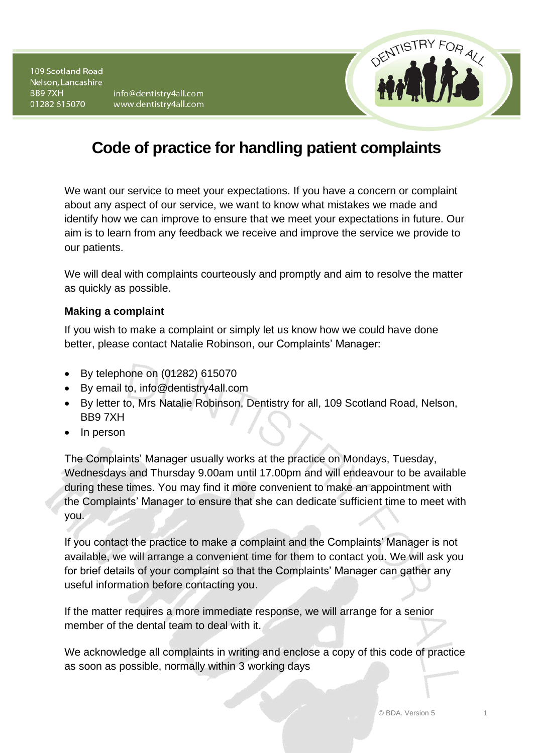109 Scotland Road
Nelson, Lancashire
BB9 7XH
01282 615070

info@dentistry4all.com
www.dentistry4all.com

DENTISTRY FOR ALL

# Code of practice for handling patient complaints

We want our service to meet your expectations. If you have a concern or complaint about any aspect of our service, we want to know what mistakes we made and identify how we can improve to ensure that we meet your expectations in future. Our aim is to learn from any feedback we receive and improve the service we provide to our patients.

We will deal with complaints courteously and promptly and aim to resolve the matter as quickly as possible.

**Making a complaint**

If you wish to make a complaint or simply let us know how we could have done better, please contact Natalie Robinson, our Complaints' Manager:

- By telephone on (01282) 615070
- By email to, info@dentistry4all.com
- By letter to, Mrs Natalie Robinson, Dentistry for all, 109 Scotland Road, Nelson, BB9 7XH
- In person

The Complaints' Manager usually works at the practice on Mondays, Tuesday, Wednesdays and Thursday 9.00am until 17.00pm and will endeavour to be available during these times. You may find it more convenient to make an appointment with the Complaints' Manager to ensure that she can dedicate sufficient time to meet with you.

If you contact the practice to make a complaint and the Complaints' Manager is not available, we will arrange a convenient time for them to contact you. We will ask you for brief details of your complaint so that the Complaints' Manager can gather any useful information before contacting you.

If the matter requires a more immediate response, we will arrange for a senior member of the dental team to deal with it.

We acknowledge all complaints in writing and enclose a copy of this code of practice as soon as possible, normally within 3 working days

© BDA. Version 5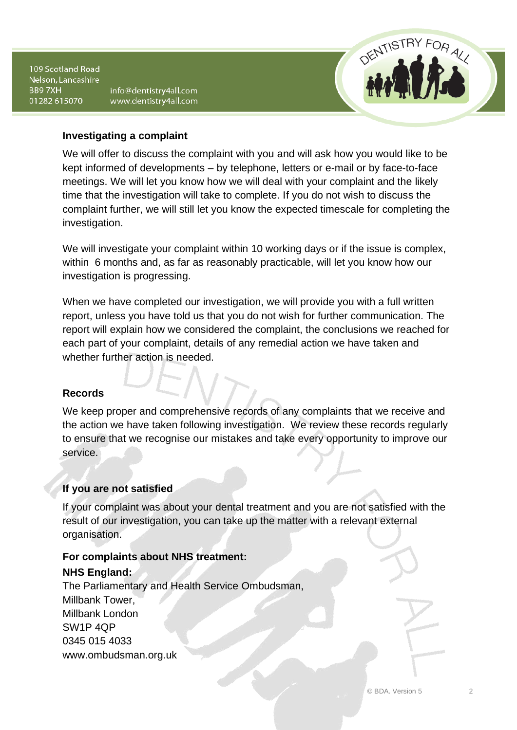## Investigating a complaint

We will offer to discuss the complaint with you and will ask how you would like to be kept informed of developments – by telephone, letters or e-mail or by face-to-face meetings. We will let you know how we will deal with your complaint and the likely time that the investigation will take to complete. If you do not wish to discuss the complaint further, we will still let you know the expected timescale for completing the investigation.

We will investigate your complaint within 10 working days or if the issue is complex, within 6 months and, as far as reasonably practicable, will let you know how our investigation is progressing.

When we have completed our investigation, we will provide you with a full written report, unless you have told us that you do not wish for further communication. The report will explain how we considered the complaint, the conclusions we reached for each part of your complaint, details of any remedial action we have taken and whether further action is needed.

## Records

We keep proper and comprehensive records of any complaints that we receive and the action we have taken following investigation. We review these records regularly to ensure that we recognise our mistakes and take every opportunity to improve our service.

## If you are not satisfied

If your complaint was about your dental treatment and you are not satisfied with the result of our investigation, you can take up the matter with a relevant external organisation.

**For complaints about NHS treatment:**

**NHS England:**
The Parliamentary and Health Service Ombudsman,
Millbank Tower,
Millbank London
SW1P 4QP
0345 015 4033
www.ombudsman.org.uk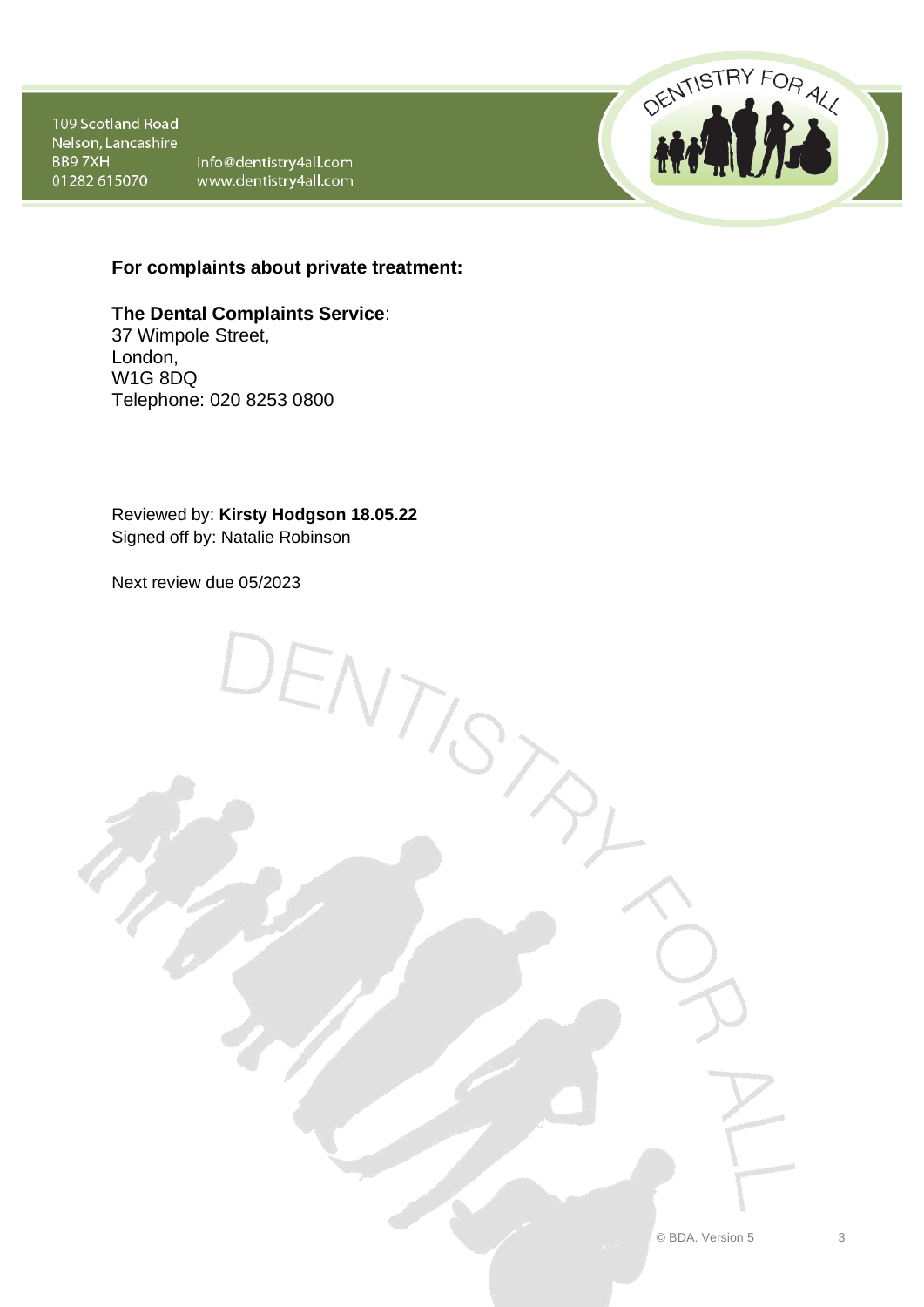109 Scotland Road
Nelson, Lancashire
BB9 7XH
01282 615070

info@dentistry4all.com
www.dentistry4all.com

**For complaints about private treatment:**

**The Dental Complaints Service**:
37 Wimpole Street,
London,
W1G 8DQ
Telephone: 020 8253 0800

Reviewed by: **Kirsty Hodgson 18.05.22**
Signed off by: Natalie Robinson

Next review due 05/2023

© BDA. Version 5